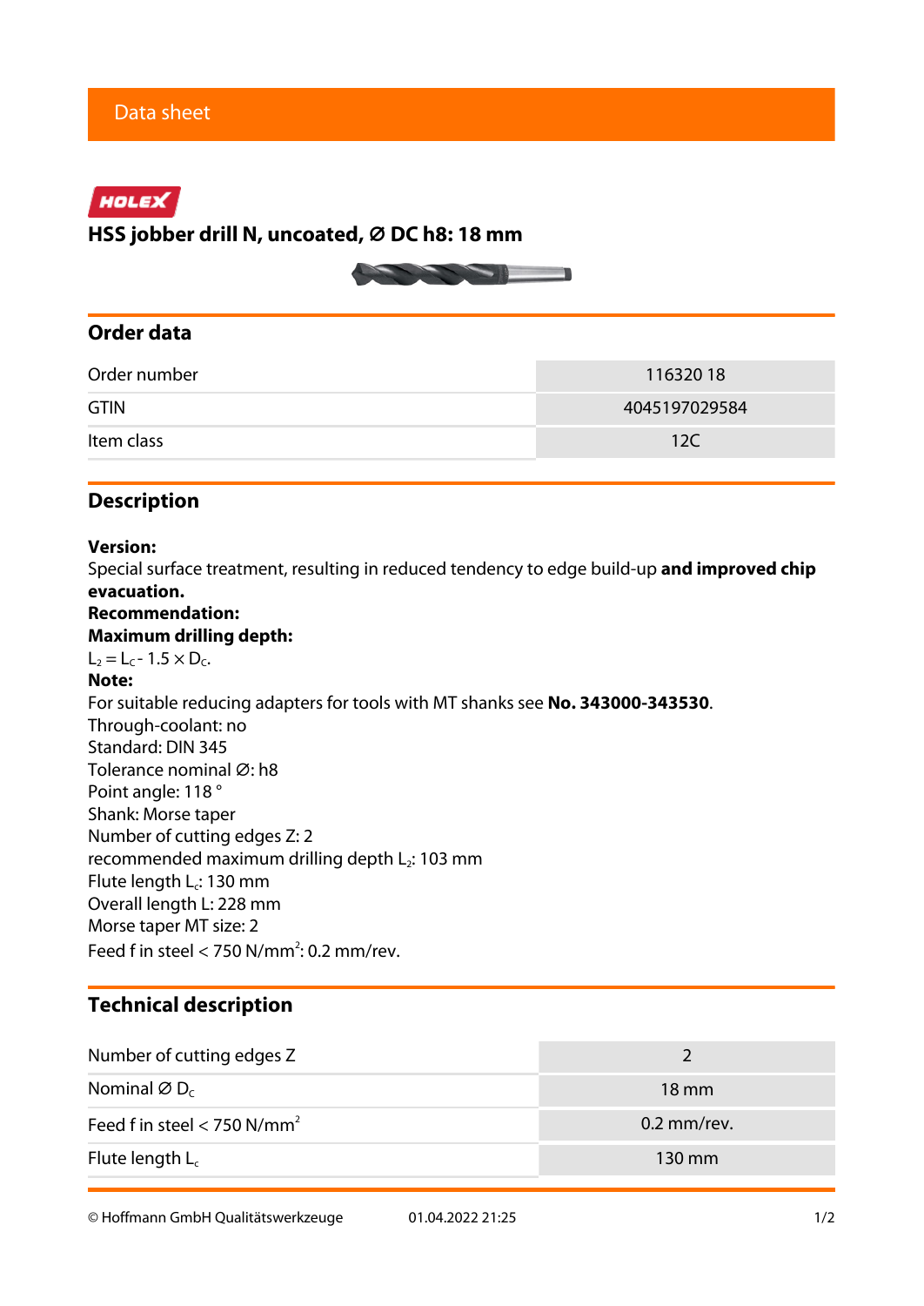Data sheet

HOLEX

# HSS jobber drill N, uncoated, Ø DC h8: 18 mm

## Order data

| Order number | 116320 18 |
|---|---|
| GTIN | 4045197029584 |
| Item class | 12C |

## Description

**Version:**
Special surface treatment, resulting in reduced tendency to edge build-up **and improved chip evacuation.**
**Recommendation:**
**Maximum drilling depth:**
$L_2 = L_C - 1.5 \times D_C$.
**Note:**
For suitable reducing adapters for tools with MT shanks see **No. 343000-343530**.
Through-coolant: no
Standard: DIN 345
Tolerance nominal Ø: h8
Point angle: 118 °
Shank: Morse taper
Number of cutting edges Z: 2
recommended maximum drilling depth $L_2$: 103 mm
Flute length $L_c$: 130 mm
Overall length L: 228 mm
Morse taper MT size: 2
Feed f in steel < 750 N/mm$^2$: 0.2 mm/rev.

## Technical description

| Number of cutting edges Z | 2 |
|---|---|
| Nominal Ø $D_C$ | 18 mm |
| Feed f in steel < 750 N/mm$^2$ | 0.2 mm/rev. |
| Flute length $L_c$ | 130 mm |

© Hoffmann GmbH Qualitätswerkzeuge 01.04.2022 21:25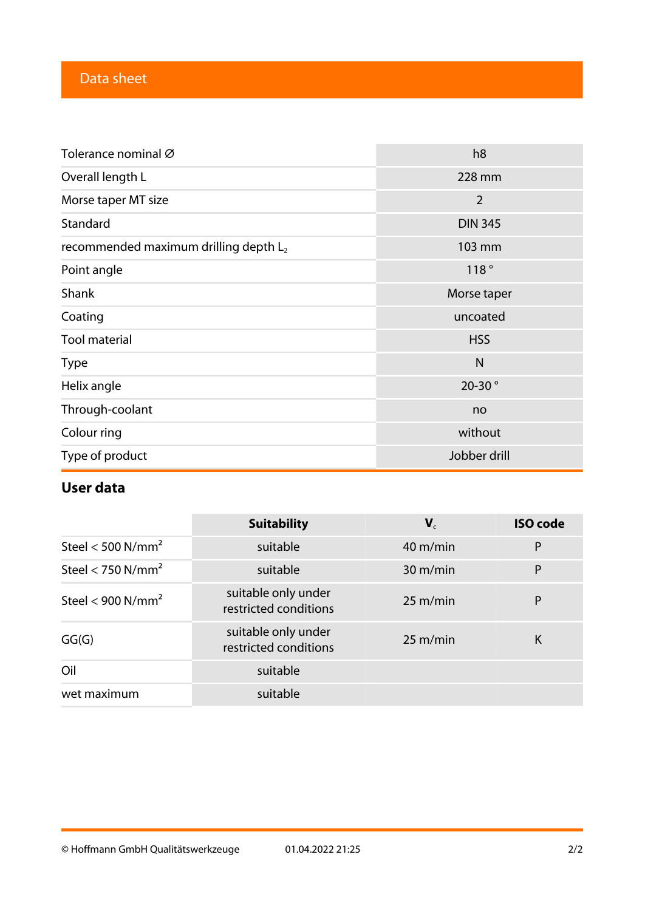## Data sheet

| | |
|---|---|
| Tolerance nominal ∅ | h8 |
| Overall length L | 228 mm |
| Morse taper MT size | 2 |
| Standard | DIN 345 |
| recommended maximum drilling depth $L_2$ | 103 mm |
| Point angle | 118 ° |
| Shank | Morse taper |
| Coating | uncoated |
| Tool material | HSS |
| Type | N |
| Helix angle | 20-30 ° |
| Through-coolant | no |
| Colour ring | without |
| Type of product | Jobber drill |

## User data

| | Suitability | $V_c$ | ISO code |
|---|---|---|---|
| Steel < 500 N/mm² | suitable | 40 m/min | P |
| Steel < 750 N/mm² | suitable | 30 m/min | P |
| Steel < 900 N/mm² | suitable only under restricted conditions | 25 m/min | P |
| GG(G) | suitable only under restricted conditions | 25 m/min | K |
| Oil | suitable | | |
| wet maximum | suitable | | |

© Hoffmann GmbH Qualitätswerkzeuge 01.04.2022 21:25